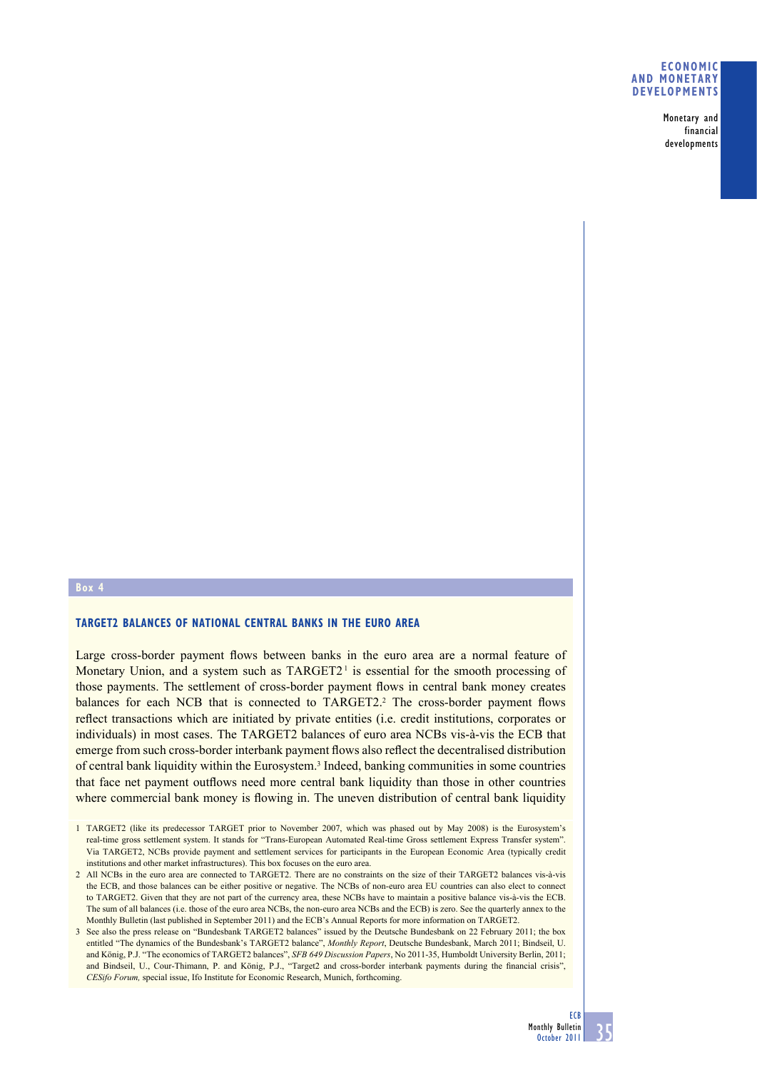## Box 4

### TARGET2 BALANCES OF NATIONAL CENTRAL BANKS IN THE EURO AREA

Large cross-border payment flows between banks in the euro area are a normal feature of Monetary Union, and a system such as TARGET2[1] is essential for the smooth processing of those payments. The settlement of cross-border payment flows in central bank money creates balances for each NCB that is connected to TARGET2.[2] The cross-border payment flows reflect transactions which are initiated by private entities (i.e. credit institutions, corporates or individuals) in most cases. The TARGET2 balances of euro area NCBs vis-à-vis the ECB that emerge from such cross-border interbank payment flows also reflect the decentralised distribution of central bank liquidity within the Eurosystem.[3] Indeed, banking communities in some countries that face net payment outflows need more central bank liquidity than those in other countries where commercial bank money is flowing in. The uneven distribution of central bank liquidity

1 TARGET2 (like its predecessor TARGET prior to November 2007, which was phased out by May 2008) is the Eurosystem's real-time gross settlement system. It stands for "Trans-European Automated Real-time Gross settlement Express Transfer system". Via TARGET2, NCBs provide payment and settlement services for participants in the European Economic Area (typically credit institutions and other market infrastructures). This box focuses on the euro area.

2 All NCBs in the euro area are connected to TARGET2. There are no constraints on the size of their TARGET2 balances vis-à-vis the ECB, and those balances can be either positive or negative. The NCBs of non-euro area EU countries can also elect to connect to TARGET2. Given that they are not part of the currency area, these NCBs have to maintain a positive balance vis-à-vis the ECB. The sum of all balances (i.e. those of the euro area NCBs, the non-euro area NCBs and the ECB) is zero. See the quarterly annex to the Monthly Bulletin (last published in September 2011) and the ECB's Annual Reports for more information on TARGET2.

3 See also the press release on "Bundesbank TARGET2 balances" issued by the Deutsche Bundesbank on 22 February 2011; the box entitled "The dynamics of the Bundesbank's TARGET2 balance", *Monthly Report*, Deutsche Bundesbank, March 2011; Bindseil, U. and König, P.J. "The economics of TARGET2 balances", *SFB 649 Discussion Papers*, No 2011-35, Humboldt University Berlin, 2011; and Bindseil, U., Cour-Thimann, P. and König, P.J., "Target2 and cross-border interbank payments during the financial crisis", *CESifo Forum,* special issue, Ifo Institute for Economic Research, Munich, forthcoming.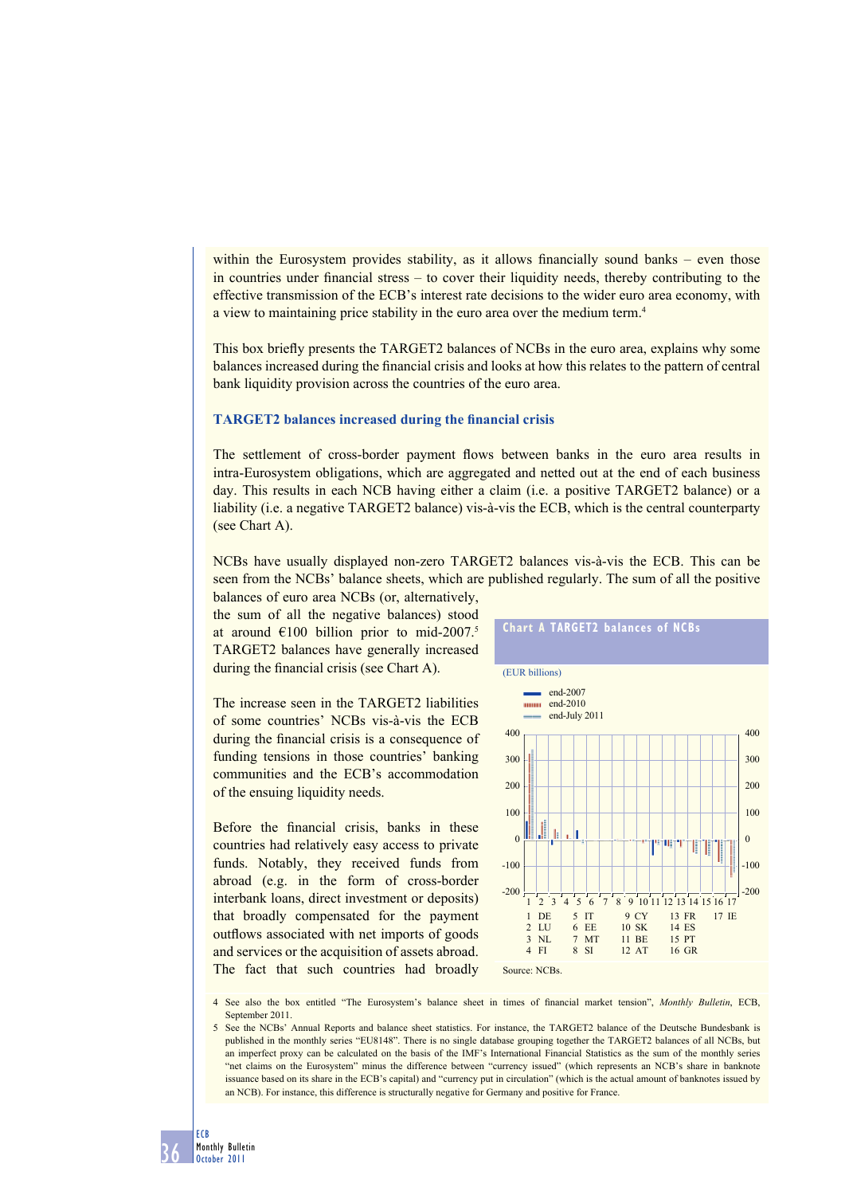within the Eurosystem provides stability, as it allows financially sound banks – even those in countries under financial stress – to cover their liquidity needs, thereby contributing to the effective transmission of the ECB's interest rate decisions to the wider euro area economy, with a view to maintaining price stability in the euro area over the medium term.[4]

This box briefly presents the TARGET2 balances of NCBs in the euro area, explains why some balances increased during the financial crisis and looks at how this relates to the pattern of central bank liquidity provision across the countries of the euro area.

### TARGET2 balances increased during the financial crisis

The settlement of cross-border payment flows between banks in the euro area results in intra-Eurosystem obligations, which are aggregated and netted out at the end of each business day. This results in each NCB having either a claim (i.e. a positive TARGET2 balance) or a liability (i.e. a negative TARGET2 balance) vis-à-vis the ECB, which is the central counterparty (see Chart A).

NCBs have usually displayed non-zero TARGET2 balances vis-à-vis the ECB. This can be seen from the NCBs' balance sheets, which are published regularly. The sum of all the positive balances of euro area NCBs (or, alternatively, the sum of all the negative balances) stood at around €100 billion prior to mid-2007.[5] TARGET2 balances have generally increased during the financial crisis (see Chart A).

The increase seen in the TARGET2 liabilities of some countries' NCBs vis-à-vis the ECB during the financial crisis is a consequence of funding tensions in those countries' banking communities and the ECB's accommodation of the ensuing liquidity needs.

Before the financial crisis, banks in these countries had relatively easy access to private funds. Notably, they received funds from abroad (e.g. in the form of cross-border interbank loans, direct investment or deposits) that broadly compensated for the payment outflows associated with net imports of goods and services or the acquisition of assets abroad. The fact that such countries had broadly

**Chart A TARGET2 balances of NCBs**

(EUR billions)

end-2007
end-2010
end-July 2011

1 DE, 2 LU, 3 NL, 4 FI, 5 IT, 6 EE, 7 MT, 8 SI, 9 CY, 10 SK, 11 BE, 12 AT, 13 FR, 14 ES, 15 PT, 16 GR, 17 IE

Source: NCBs.

4 See also the box entitled "The Eurosystem's balance sheet in times of financial market tension", *Monthly Bulletin*, ECB, September 2011.

5 See the NCBs' Annual Reports and balance sheet statistics. For instance, the TARGET2 balance of the Deutsche Bundesbank is published in the monthly series "EU8148". There is no single database grouping together the TARGET2 balances of all NCBs, but an imperfect proxy can be calculated on the basis of the IMF's International Financial Statistics as the sum of the monthly series "net claims on the Eurosystem" minus the difference between "currency issued" (which represents an NCB's share in banknote issuance based on its share in the ECB's capital) and "currency put in circulation" (which is the actual amount of banknotes issued by an NCB). For instance, this difference is structurally negative for Germany and positive for France.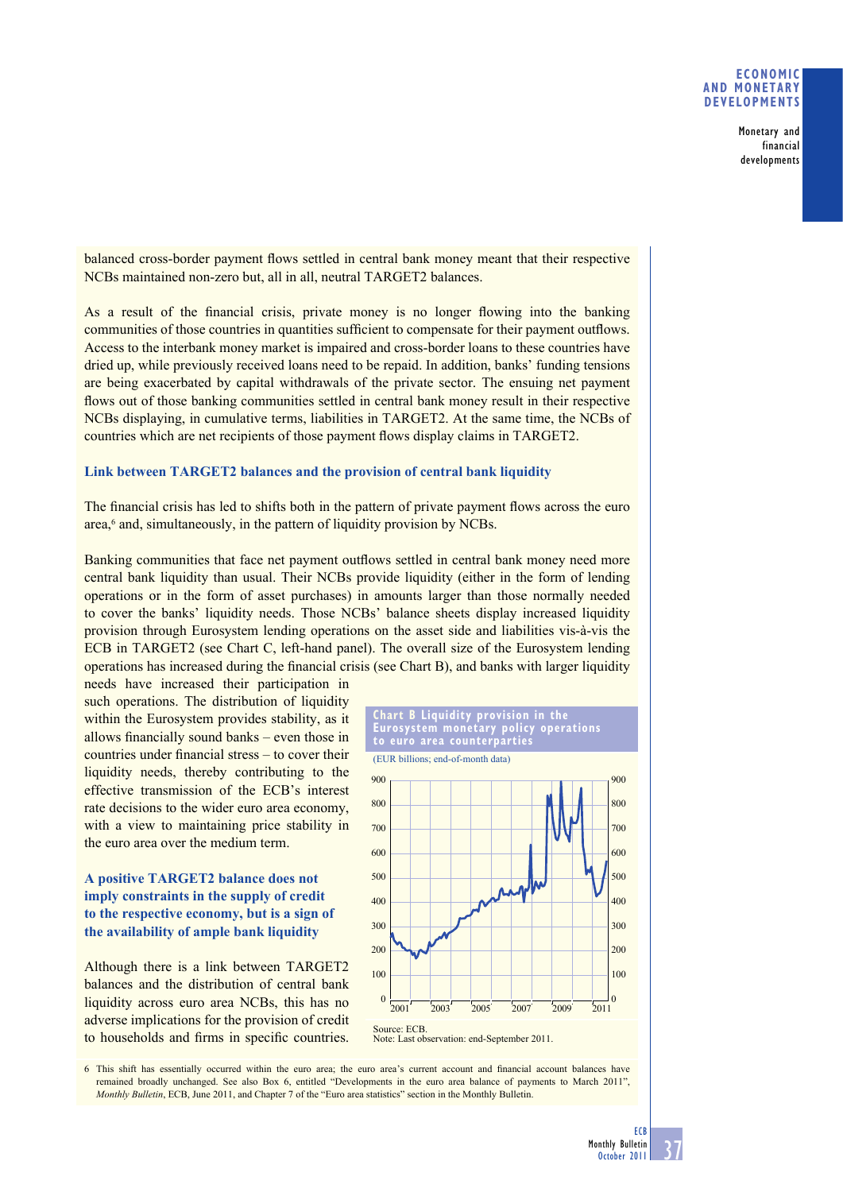balanced cross-border payment flows settled in central bank money meant that their respective NCBs maintained non-zero but, all in all, neutral TARGET2 balances.

As a result of the financial crisis, private money is no longer flowing into the banking communities of those countries in quantities sufficient to compensate for their payment outflows. Access to the interbank money market is impaired and cross-border loans to these countries have dried up, while previously received loans need to be repaid. In addition, banks' funding tensions are being exacerbated by capital withdrawals of the private sector. The ensuing net payment flows out of those banking communities settled in central bank money result in their respective NCBs displaying, in cumulative terms, liabilities in TARGET2. At the same time, the NCBs of countries which are net recipients of those payment flows display claims in TARGET2.

### Link between TARGET2 balances and the provision of central bank liquidity

The financial crisis has led to shifts both in the pattern of private payment flows across the euro area,[6] and, simultaneously, in the pattern of liquidity provision by NCBs.

Banking communities that face net payment outflows settled in central bank money need more central bank liquidity than usual. Their NCBs provide liquidity (either in the form of lending operations or in the form of asset purchases) in amounts larger than those normally needed to cover the banks' liquidity needs. Those NCBs' balance sheets display increased liquidity provision through Eurosystem lending operations on the asset side and liabilities vis-à-vis the ECB in TARGET2 (see Chart C, left-hand panel). The overall size of the Eurosystem lending operations has increased during the financial crisis (see Chart B), and banks with larger liquidity needs have increased their participation in such operations. The distribution of liquidity within the Eurosystem provides stability, as it allows financially sound banks – even those in countries under financial stress – to cover their liquidity needs, thereby contributing to the effective transmission of the ECB's interest rate decisions to the wider euro area economy, with a view to maintaining price stability in the euro area over the medium term.

**Chart B Liquidity provision in the Eurosystem monetary policy operations to euro area counterparties**

(EUR billions; end-of-month data)

Source: ECB.
Note: Last observation: end-September 2011.

### A positive TARGET2 balance does not imply constraints in the supply of credit to the respective economy, but is a sign of the availability of ample bank liquidity

Although there is a link between TARGET2 balances and the distribution of central bank liquidity across euro area NCBs, this has no adverse implications for the provision of credit to households and firms in specific countries.

6 This shift has essentially occurred within the euro area; the euro area's current account and financial account balances have remained broadly unchanged. See also Box 6, entitled "Developments in the euro area balance of payments to March 2011", *Monthly Bulletin*, ECB, June 2011, and Chapter 7 of the "Euro area statistics" section in the Monthly Bulletin.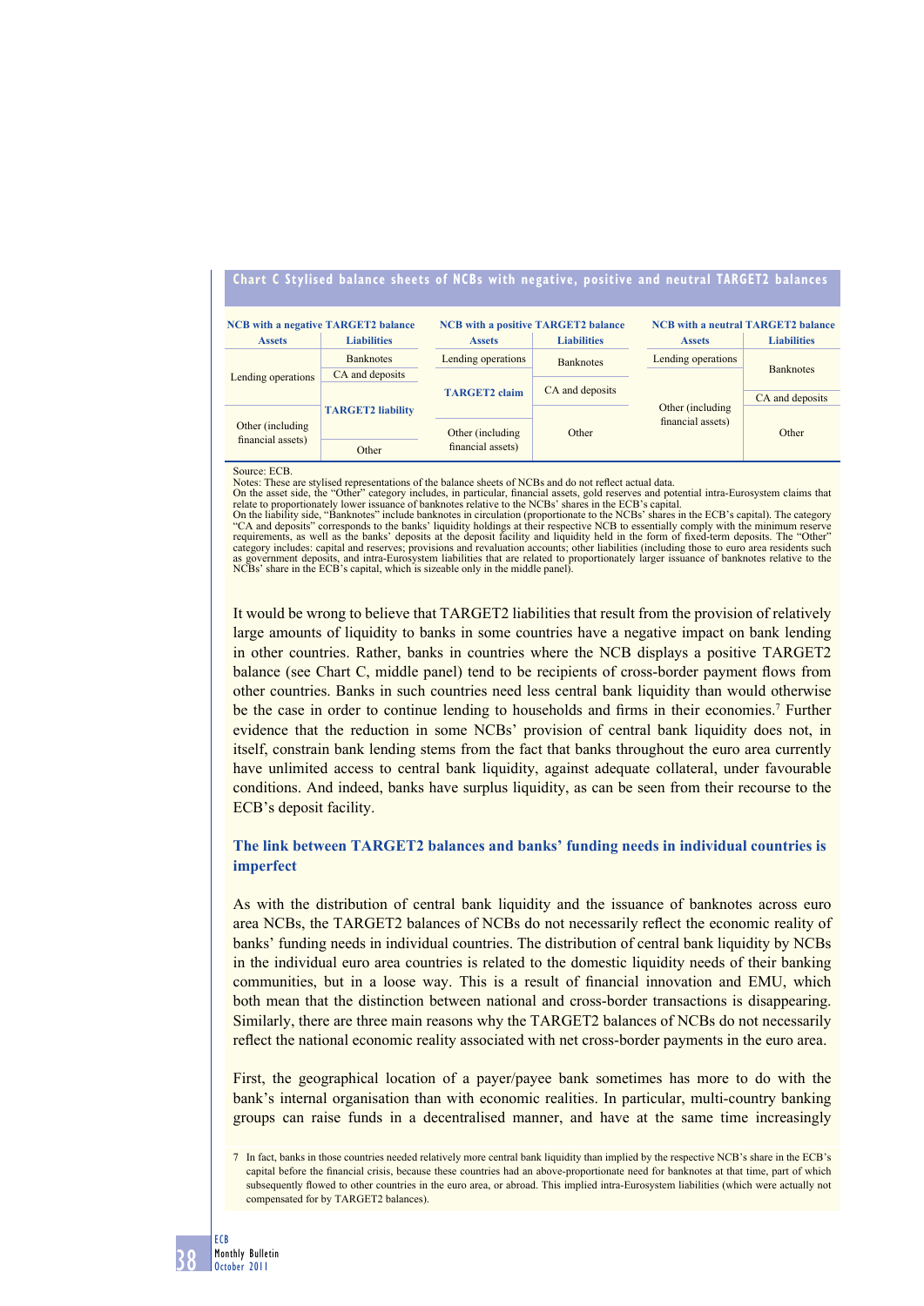**Chart C Stylised balance sheets of NCBs with negative, positive and neutral TARGET2 balances**

| NCB with a negative TARGET2 balance | | NCB with a positive TARGET2 balance | | NCB with a neutral TARGET2 balance | |
|---|---|---|---|---|---|
| **Assets** | **Liabilities** | **Assets** | **Liabilities** | **Assets** | **Liabilities** |
| Lending operations | Banknotes | Lending operations | Banknotes | Lending operations | Banknotes |
| | CA and deposits | TARGET2 claim | CA and deposits | Other (including financial assets) | CA and deposits |
| Other (including financial assets) | TARGET2 liability | Other (including financial assets) | Other | | Other |
| | Other | | | | |

Source: ECB.
Notes: These are stylised representations of the balance sheets of NCBs and do not reflect actual data.
On the asset side, the "Other" category includes, in particular, financial assets, gold reserves and potential intra-Eurosystem claims that relate to proportionately lower issuance of banknotes relative to the NCBs' shares in the ECB's capital.
On the liability side, "Banknotes" include banknotes in circulation (proportionate to the NCBs' shares in the ECB's capital). The category "CA and deposits" corresponds to the banks' liquidity holdings at their respective NCB to essentially comply with the minimum reserve requirements, as well as the banks' deposits at the deposit facility and liquidity held in the form of fixed-term deposits. The "Other" category includes: capital and reserves; provisions and revaluation accounts; other liabilities (including those to euro area residents such as government deposits, and intra-Eurosystem liabilities that are related to proportionately larger issuance of banknotes relative to the NCBs' share in the ECB's capital, which is sizeable only in the middle panel).

It would be wrong to believe that TARGET2 liabilities that result from the provision of relatively large amounts of liquidity to banks in some countries have a negative impact on bank lending in other countries. Rather, banks in countries where the NCB displays a positive TARGET2 balance (see Chart C, middle panel) tend to be recipients of cross-border payment flows from other countries. Banks in such countries need less central bank liquidity than would otherwise be the case in order to continue lending to households and firms in their economies.[7] Further evidence that the reduction in some NCBs' provision of central bank liquidity does not, in itself, constrain bank lending stems from the fact that banks throughout the euro area currently have unlimited access to central bank liquidity, against adequate collateral, under favourable conditions. And indeed, banks have surplus liquidity, as can be seen from their recourse to the ECB's deposit facility.

### The link between TARGET2 balances and banks' funding needs in individual countries is imperfect

As with the distribution of central bank liquidity and the issuance of banknotes across euro area NCBs, the TARGET2 balances of NCBs do not necessarily reflect the economic reality of banks' funding needs in individual countries. The distribution of central bank liquidity by NCBs in the individual euro area countries is related to the domestic liquidity needs of their banking communities, but in a loose way. This is a result of financial innovation and EMU, which both mean that the distinction between national and cross-border transactions is disappearing. Similarly, there are three main reasons why the TARGET2 balances of NCBs do not necessarily reflect the national economic reality associated with net cross-border payments in the euro area.

First, the geographical location of a payer/payee bank sometimes has more to do with the bank's internal organisation than with economic realities. In particular, multi-country banking groups can raise funds in a decentralised manner, and have at the same time increasingly

7 In fact, banks in those countries needed relatively more central bank liquidity than implied by the respective NCB's share in the ECB's capital before the financial crisis, because these countries had an above-proportionate need for banknotes at that time, part of which subsequently flowed to other countries in the euro area, or abroad. This implied intra-Eurosystem liabilities (which were actually not compensated for by TARGET2 balances).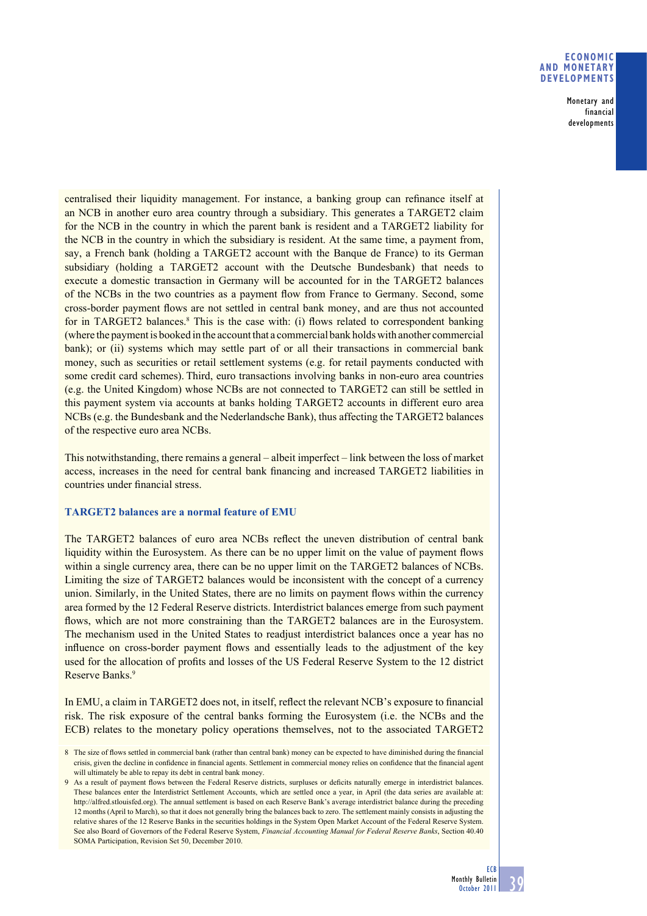centralised their liquidity management. For instance, a banking group can refinance itself at an NCB in another euro area country through a subsidiary. This generates a TARGET2 claim for the NCB in the country in which the parent bank is resident and a TARGET2 liability for the NCB in the country in which the subsidiary is resident. At the same time, a payment from, say, a French bank (holding a TARGET2 account with the Banque de France) to its German subsidiary (holding a TARGET2 account with the Deutsche Bundesbank) that needs to execute a domestic transaction in Germany will be accounted for in the TARGET2 balances of the NCBs in the two countries as a payment flow from France to Germany. Second, some cross-border payment flows are not settled in central bank money, and are thus not accounted for in TARGET2 balances.[8] This is the case with: (i) flows related to correspondent banking (where the payment is booked in the account that a commercial bank holds with another commercial bank); or (ii) systems which may settle part of or all their transactions in commercial bank money, such as securities or retail settlement systems (e.g. for retail payments conducted with some credit card schemes). Third, euro transactions involving banks in non-euro area countries (e.g. the United Kingdom) whose NCBs are not connected to TARGET2 can still be settled in this payment system via accounts at banks holding TARGET2 accounts in different euro area NCBs (e.g. the Bundesbank and the Nederlandsche Bank), thus affecting the TARGET2 balances of the respective euro area NCBs.

This notwithstanding, there remains a general – albeit imperfect – link between the loss of market access, increases in the need for central bank financing and increased TARGET2 liabilities in countries under financial stress.

### TARGET2 balances are a normal feature of EMU

The TARGET2 balances of euro area NCBs reflect the uneven distribution of central bank liquidity within the Eurosystem. As there can be no upper limit on the value of payment flows within a single currency area, there can be no upper limit on the TARGET2 balances of NCBs. Limiting the size of TARGET2 balances would be inconsistent with the concept of a currency union. Similarly, in the United States, there are no limits on payment flows within the currency area formed by the 12 Federal Reserve districts. Interdistrict balances emerge from such payment flows, which are not more constraining than the TARGET2 balances are in the Eurosystem. The mechanism used in the United States to readjust interdistrict balances once a year has no influence on cross-border payment flows and essentially leads to the adjustment of the key used for the allocation of profits and losses of the US Federal Reserve System to the 12 district Reserve Banks.[9]

In EMU, a claim in TARGET2 does not, in itself, reflect the relevant NCB's exposure to financial risk. The risk exposure of the central banks forming the Eurosystem (i.e. the NCBs and the ECB) relates to the monetary policy operations themselves, not to the associated TARGET2

8 The size of flows settled in commercial bank (rather than central bank) money can be expected to have diminished during the financial crisis, given the decline in confidence in financial agents. Settlement in commercial money relies on confidence that the financial agent will ultimately be able to repay its debt in central bank money.

9 As a result of payment flows between the Federal Reserve districts, surpluses or deficits naturally emerge in interdistrict balances. These balances enter the Interdistrict Settlement Accounts, which are settled once a year, in April (the data series are available at: http://alfred.stlouisfed.org). The annual settlement is based on each Reserve Bank's average interdistrict balance during the preceding 12 months (April to March), so that it does not generally bring the balances back to zero. The settlement mainly consists in adjusting the relative shares of the 12 Reserve Banks in the securities holdings in the System Open Market Account of the Federal Reserve System. See also Board of Governors of the Federal Reserve System, *Financial Accounting Manual for Federal Reserve Banks*, Section 40.40 SOMA Participation, Revision Set 50, December 2010.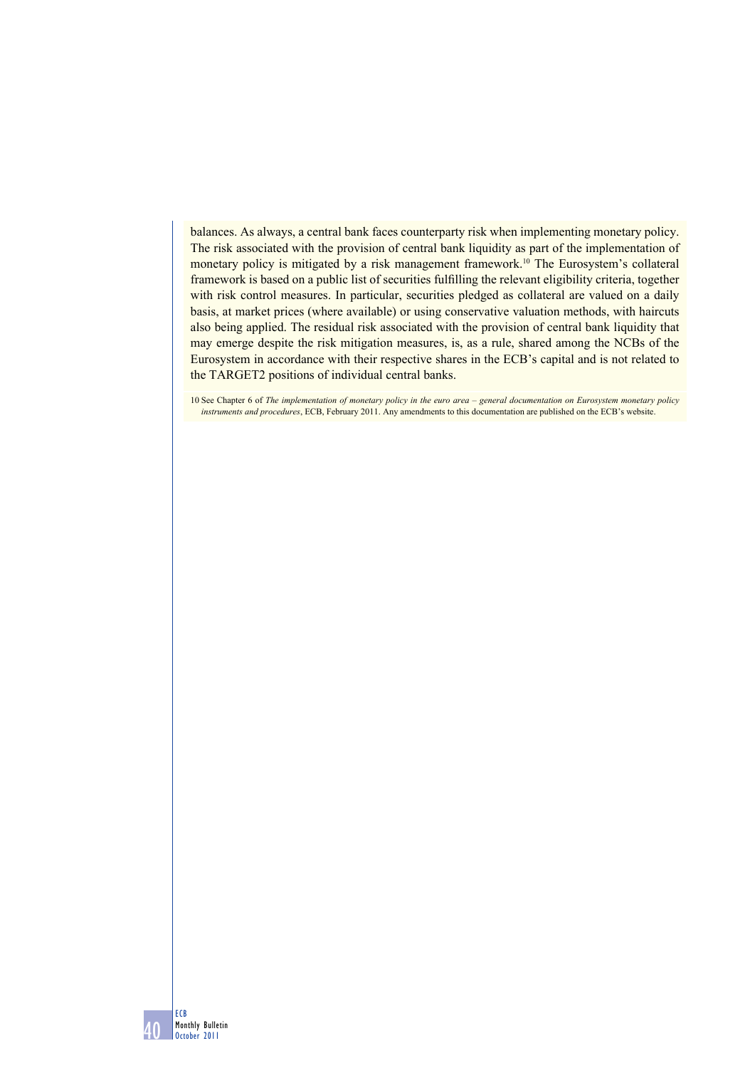balances. As always, a central bank faces counterparty risk when implementing monetary policy. The risk associated with the provision of central bank liquidity as part of the implementation of monetary policy is mitigated by a risk management framework.[10] The Eurosystem's collateral framework is based on a public list of securities fulfilling the relevant eligibility criteria, together with risk control measures. In particular, securities pledged as collateral are valued on a daily basis, at market prices (where available) or using conservative valuation methods, with haircuts also being applied. The residual risk associated with the provision of central bank liquidity that may emerge despite the risk mitigation measures, is, as a rule, shared among the NCBs of the Eurosystem in accordance with their respective shares in the ECB's capital and is not related to the TARGET2 positions of individual central banks.

10 See Chapter 6 of *The implementation of monetary policy in the euro area – general documentation on Eurosystem monetary policy instruments and procedures*, ECB, February 2011. Any amendments to this documentation are published on the ECB's website.